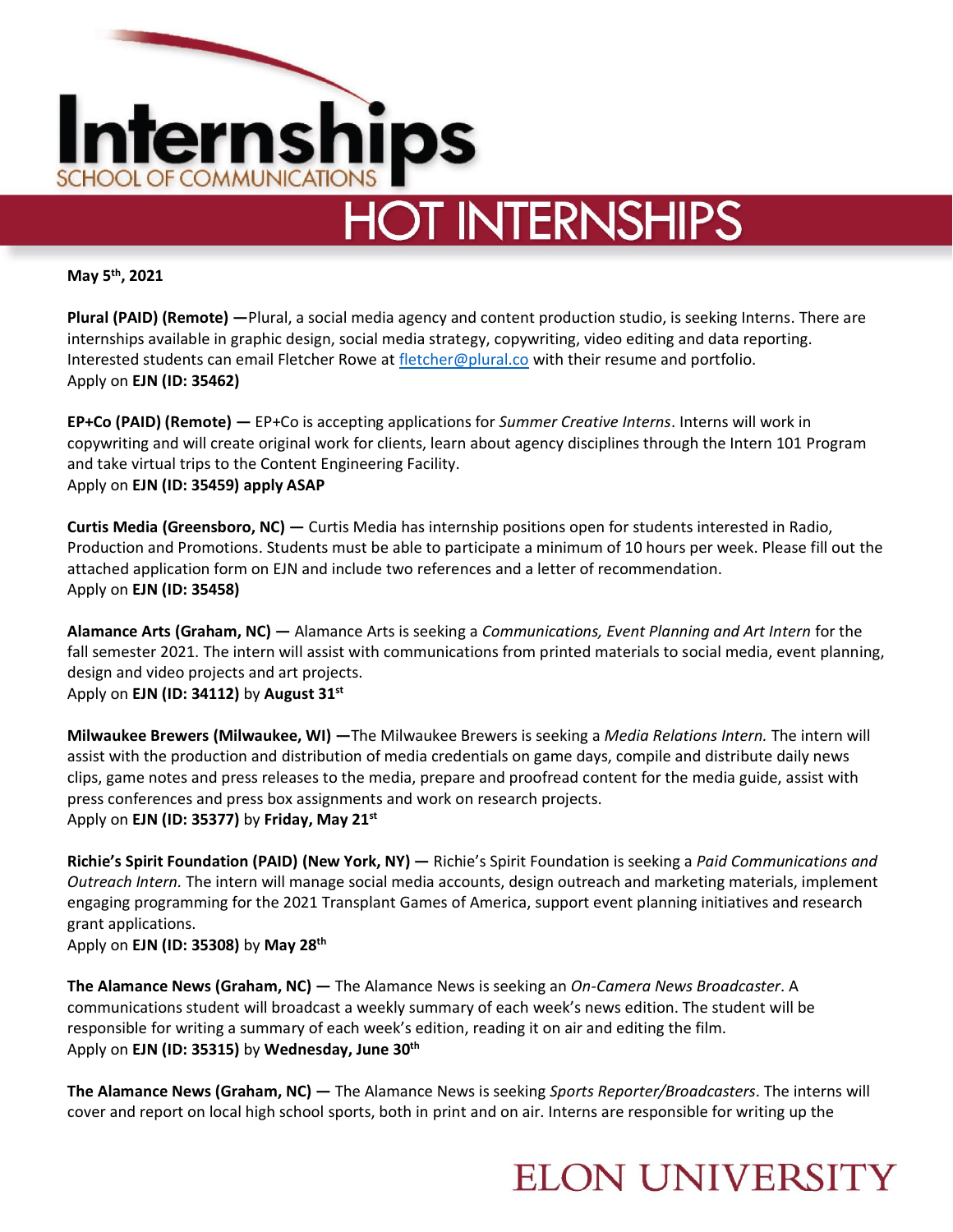# Internships

SCHOOL OF COMMUNICATIONS

## HOT INTERNSHIPS

**May 5th, 2021**

**Plural (PAID) (Remote) —**Plural, a social media agency and content production studio, is seeking Interns. There are internships available in graphic design, social media strategy, copywriting, video editing and data reporting. Interested students can email Fletcher Rowe at fletcher@plural.co with their resume and portfolio.
Apply on **EJN (ID: 35462)**

**EP+Co (PAID) (Remote) —** EP+Co is accepting applications for *Summer Creative Interns*. Interns will work in copywriting and will create original work for clients, learn about agency disciplines through the Intern 101 Program and take virtual trips to the Content Engineering Facility.
Apply on **EJN (ID: 35459) apply ASAP**

**Curtis Media (Greensboro, NC) —** Curtis Media has internship positions open for students interested in Radio, Production and Promotions. Students must be able to participate a minimum of 10 hours per week. Please fill out the attached application form on EJN and include two references and a letter of recommendation.
Apply on **EJN (ID: 35458)**

**Alamance Arts (Graham, NC) —** Alamance Arts is seeking a *Communications, Event Planning and Art Intern* for the fall semester 2021. The intern will assist with communications from printed materials to social media, event planning, design and video projects and art projects.
Apply on **EJN (ID: 34112)** by **August 31st**

**Milwaukee Brewers (Milwaukee, WI) —**The Milwaukee Brewers is seeking a *Media Relations Intern.* The intern will assist with the production and distribution of media credentials on game days, compile and distribute daily news clips, game notes and press releases to the media, prepare and proofread content for the media guide, assist with press conferences and press box assignments and work on research projects.
Apply on **EJN (ID: 35377)** by **Friday, May 21st**

**Richie's Spirit Foundation (PAID) (New York, NY) —** Richie's Spirit Foundation is seeking a *Paid Communications and Outreach Intern.* The intern will manage social media accounts, design outreach and marketing materials, implement engaging programming for the 2021 Transplant Games of America, support event planning initiatives and research grant applications.
Apply on **EJN (ID: 35308)** by **May 28th**

**The Alamance News (Graham, NC) —** The Alamance News is seeking an *On-Camera News Broadcaster*. A communications student will broadcast a weekly summary of each week's news edition. The student will be responsible for writing a summary of each week's edition, reading it on air and editing the film.
Apply on **EJN (ID: 35315)** by **Wednesday, June 30th**

**The Alamance News (Graham, NC) —** The Alamance News is seeking *Sports Reporter/Broadcasters*. The interns will cover and report on local high school sports, both in print and on air. Interns are responsible for writing up the

ELON UNIVERSITY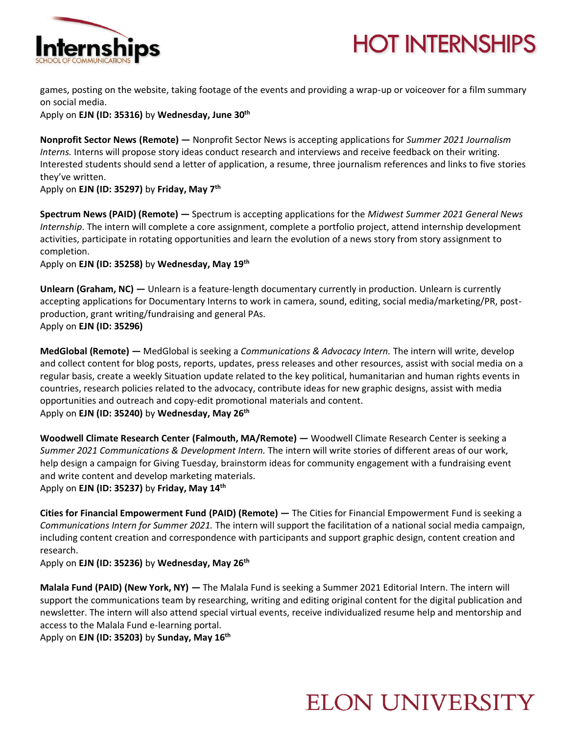games, posting on the website, taking footage of the events and providing a wrap-up or voiceover for a film summary on social media.
Apply on **EJN (ID: 35316)** by **Wednesday, June 30th**

**Nonprofit Sector News (Remote) —** Nonprofit Sector News is accepting applications for *Summer 2021 Journalism Interns.* Interns will propose story ideas conduct research and interviews and receive feedback on their writing. Interested students should send a letter of application, a resume, three journalism references and links to five stories they've written.
Apply on **EJN (ID: 35297)** by **Friday, May 7th**

**Spectrum News (PAID) (Remote) —** Spectrum is accepting applications for the *Midwest Summer 2021 General News Internship*. The intern will complete a core assignment, complete a portfolio project, attend internship development activities, participate in rotating opportunities and learn the evolution of a news story from story assignment to completion.
Apply on **EJN (ID: 35258)** by **Wednesday, May 19th**

**Unlearn (Graham, NC) —** Unlearn is a feature-length documentary currently in production. Unlearn is currently accepting applications for Documentary Interns to work in camera, sound, editing, social media/marketing/PR, post-production, grant writing/fundraising and general PAs.
Apply on **EJN (ID: 35296)**

**MedGlobal (Remote) —** MedGlobal is seeking a *Communications & Advocacy Intern.* The intern will write, develop and collect content for blog posts, reports, updates, press releases and other resources, assist with social media on a regular basis, create a weekly Situation update related to the key political, humanitarian and human rights events in countries, research policies related to the advocacy, contribute ideas for new graphic designs, assist with media opportunities and outreach and copy-edit promotional materials and content.
Apply on **EJN (ID: 35240)** by **Wednesday, May 26th**

**Woodwell Climate Research Center (Falmouth, MA/Remote) —** Woodwell Climate Research Center is seeking a *Summer 2021 Communications & Development Intern.* The intern will write stories of different areas of our work, help design a campaign for Giving Tuesday, brainstorm ideas for community engagement with a fundraising event and write content and develop marketing materials.
Apply on **EJN (ID: 35237)** by **Friday, May 14th**

**Cities for Financial Empowerment Fund (PAID) (Remote) —** The Cities for Financial Empowerment Fund is seeking a *Communications Intern for Summer 2021.* The intern will support the facilitation of a national social media campaign, including content creation and correspondence with participants and support graphic design, content creation and research.
Apply on **EJN (ID: 35236)** by **Wednesday, May 26th**

**Malala Fund (PAID) (New York, NY) —** The Malala Fund is seeking a Summer 2021 Editorial Intern. The intern will support the communications team by researching, writing and editing original content for the digital publication and newsletter. The intern will also attend special virtual events, receive individualized resume help and mentorship and access to the Malala Fund e-learning portal.
Apply on **EJN (ID: 35203)** by **Sunday, May 16th**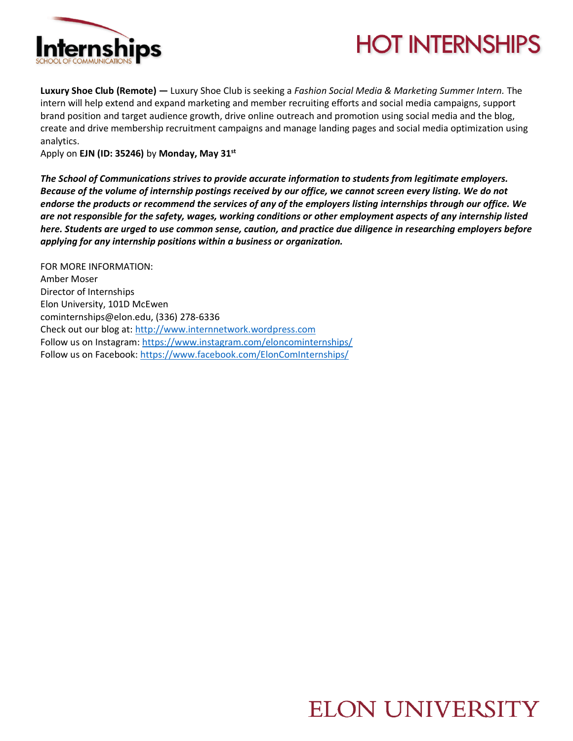**Luxury Shoe Club (Remote) —** Luxury Shoe Club is seeking a *Fashion Social Media & Marketing Summer Intern.* The intern will help extend and expand marketing and member recruiting efforts and social media campaigns, support brand position and target audience growth, drive online outreach and promotion using social media and the blog, create and drive membership recruitment campaigns and manage landing pages and social media optimization using analytics.
Apply on **EJN (ID: 35246)** by **Monday, May 31st**

***The School of Communications strives to provide accurate information to students from legitimate employers. Because of the volume of internship postings received by our office, we cannot screen every listing. We do not endorse the products or recommend the services of any of the employers listing internships through our office. We are not responsible for the safety, wages, working conditions or other employment aspects of any internship listed here. Students are urged to use common sense, caution, and practice due diligence in researching employers before applying for any internship positions within a business or organization.***

FOR MORE INFORMATION:
Amber Moser
Director of Internships
Elon University, 101D McEwen
cominternships@elon.edu, (336) 278-6336
Check out our blog at: http://www.internnetwork.wordpress.com
Follow us on Instagram: https://www.instagram.com/eloncominternships/
Follow us on Facebook: https://www.facebook.com/ElonComInternships/